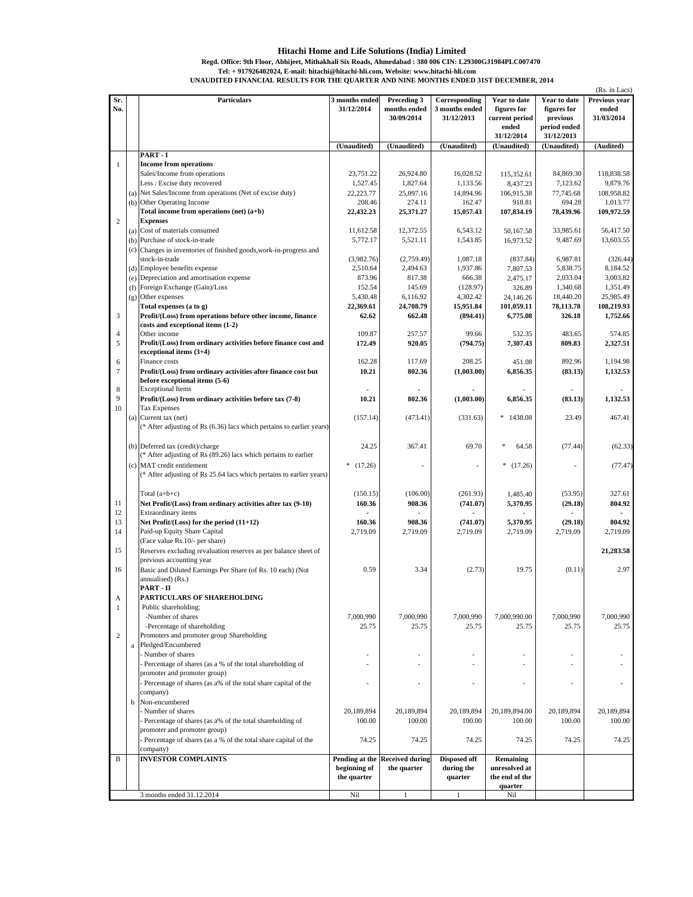# Hitachi Home and Life Solutions (India) Limited

**Regd. Office: 9th Floor, Abhijeet, Mithakhali Six Roads, Ahmedabad : 380 006 CIN: L29300GJ1984PLC007470**
**Tel: + 917926402024, E-mail: hitachi@hitachi-hli.com, Website: www.hitachi-hli.com**
**UNAUDITED FINANCIAL RESULTS FOR THE QUARTER AND NINE MONTHS ENDED 31ST DECEMBER, 2014**

(Rs. in Lacs)

| Sr. No. | | Particulars | 3 months ended 31/12/2014 | Preceding 3 months ended 30/09/2014 | Corresponding 3 months ended 31/12/2013 | Year to date figures for current period ended 31/12/2014 | Year to date figures for previous period ended 31/12/2013 | Previous year ended 31/03/2014 |
|---|---|---|---|---|---|---|---|---|
| | | | (Unaudited) | (Unaudited) | (Unaudited) | (Unaudited) | (Unaudited) | (Audited) |
| | | **PART - I** | | | | | | |
| 1 | | **Income from operations** | | | | | | |
| | | Sales/Income from operations | 23,751.22 | 26,924.80 | 16,028.52 | 115,352.61 | 84,869.30 | 118,838.58 |
| | | Less : Excise duty recovered | 1,527.45 | 1,827.64 | 1,133.56 | 8,437.23 | 7,123.62 | 9,879.76 |
| | (a) | Net Sales/Income from operations (Net of excise duty) | 22,223.77 | 25,097.16 | 14,894.96 | 106,915.38 | 77,745.68 | 108,958.82 |
| | (b) | Other Operating Income | 208.46 | 274.11 | 162.47 | 918.81 | 694.28 | 1,013.77 |
| | | **Total income from operations (net) (a+b)** | **22,432.23** | **25,371.27** | **15,057.43** | **107,834.19** | **78,439.96** | **109,972.59** |
| 2 | | **Expenses** | | | | | | |
| | (a) | Cost of materials consumed | 11,612.58 | 12,372.55 | 6,543.12 | 50,167.58 | 33,985.61 | 56,417.50 |
| | (b) | Purchase of stock-in-trade | 5,772.17 | 5,521.11 | 1,543.85 | 16,973.52 | 9,487.69 | 13,603.55 |
| | (c) | Changes in inventories of finished goods,work-in-progress and stock-in-trade | (3,982.76) | (2,759.49) | 1,087.18 | (837.84) | 6,987.81 | (326.44) |
| | (d) | Employee benefits expense | 2,510.64 | 2,494.63 | 1,937.86 | 7,807.53 | 5,838.75 | 8,184.52 |
| | (e) | Depreciation and amortisation expense | 873.96 | 817.38 | 666.38 | 2,475.17 | 2,033.04 | 3,003.82 |
| | (f) | Foreign Exchange (Gain)/Loss | 152.54 | 145.69 | (128.97) | 326.89 | 1,340.68 | 1,351.49 |
| | (g) | Other expenses | 5,430.48 | 6,116.92 | 4,302.42 | 24,146.26 | 18,440.20 | 25,985.49 |
| | | **Total expenses (a to g)** | **22,369.61** | **24,708.79** | **15,951.84** | **101,059.11** | **78,113.78** | **108,219.93** |
| 3 | | **Profit/(Loss) from operations before other income, finance costs and exceptional items (1-2)** | **62.62** | **662.48** | **(894.41)** | **6,775.08** | **326.18** | **1,752.66** |
| 4 | | Other income | 109.87 | 257.57 | 99.66 | 532.35 | 483.65 | 574.85 |
| 5 | | **Profit/(Loss) from ordinary activities before finance cost and exceptional items (3+4)** | **172.49** | **920.05** | **(794.75)** | **7,307.43** | **809.83** | **2,327.51** |
| 6 | | Finance costs | 162.28 | 117.69 | 208.25 | 451.08 | 892.96 | 1,194.98 |
| 7 | | **Profit/(Loss) from ordinary activities after finance cost but before exceptional items (5-6)** | **10.21** | **802.36** | **(1,003.00)** | **6,856.35** | **(83.13)** | **1,132.53** |
| 8 | | Exceptional Items | - | - | - | - | - | - |
| 9 | | **Profit/(Loss) from ordinary activities before tax (7-8)** | **10.21** | **802.36** | **(1,003.00)** | **6,856.35** | **(83.13)** | **1,132.53** |
| 10 | | Tax Expenses | | | | | | |
| | (a) | Current tax (net) (* After adjusting of Rs (6.36) lacs which pertains to earlier years) | (157.14) | (473.41) | (331.63) | * 1438.08 | 23.49 | 467.41 |
| | (b) | Deferred tax (credit)/charge (* After adjusting of Rs (89.26) lacs which pertains to earlier | 24.25 | 367.41 | 69.70 | * 64.58 | (77.44) | (62.33) |
| | (c) | MAT credit entitlement (* After adjusting of Rs 25.64 lacs which pertains to earlier years) | * (17.26) | - | - | * (17.26) | - | (77.47) |
| | | Total (a+b+c) | (150.15) | (106.00) | (261.93) | 1,485.40 | (53.95) | 327.61 |
| 11 | | **Net Profit/(Loss) from ordinary activities after tax (9-10)** | **160.36** | **908.36** | **(741.07)** | **5,370.95** | **(29.18)** | **804.92** |
| 12 | | Extraordinary items | - | - | - | - | - | - |
| 13 | | **Net Profit/(Loss) for the period (11+12)** | **160.36** | **908.36** | **(741.07)** | **5,370.95** | **(29.18)** | **804.92** |
| 14 | | Paid-up Equity Share Capital (Face value Rs.10/- per share) | 2,719.09 | 2,719.09 | 2,719.09 | 2,719.09 | 2,719.09 | 2,719.09 |
| 15 | | Reserves excluding revaluation reserves as per balance sheet of previous accounting year | | | | | | **21,283.58** |
| 16 | | Basic and Diluted Earnings Per Share (of Rs. 10 each) (Not annualised) (Rs.) | 0.59 | 3.34 | (2.73) | 19.75 | (0.11) | 2.97 |
| | | **PART - II** | | | | | | |
| A | | **PARTICULARS OF SHAREHOLDING** | | | | | | |
| 1 | | Public shareholding: | | | | | | |
| | | -Number of shares | 7,000,990 | 7,000,990 | 7,000,990 | 7,000,990.00 | 7,000,990 | 7,000,990 |
| | | -Percentage of shareholding | 25.75 | 25.75 | 25.75 | 25.75 | 25.75 | 25.75 |
| 2 | | Promoters and promoter group Shareholding | | | | | | |
| | a | Pledged/Encumbered | | | | | | |
| | | - Number of shares | - | - | - | - | - | - |
| | | - Percentage of shares (as a % of the total shareholding of promoter and promoter group) | - | - | - | - | - | - |
| | | - Percentage of shares (as a% of the total share capital of the company) | - | - | - | - | - | - |
| | b | Non-encumbered | | | | | | |
| | | - Number of shares | 20,189,894 | 20,189,894 | 20,189,894 | 20,189,894.00 | 20,189,894 | 20,189,894 |
| | | - Percentage of shares (as a% of the total shareholding of promoter and promoter group) | 100.00 | 100.00 | 100.00 | 100.00 | 100.00 | 100.00 |
| | | - Percentage of shares (as a % of the total share capital of the company) | 74.25 | 74.25 | 74.25 | 74.25 | 74.25 | 74.25 |
| B | | **INVESTOR COMPLAINTS** | **Pending at the beginning of the quarter** | **Received during the quarter** | **Disposed off during the quarter** | **Remaining unresolved at the end of the quarter** | | |
| | | 3 months ended 31.12.2014 | Nil | 1 | 1 | Nil | | |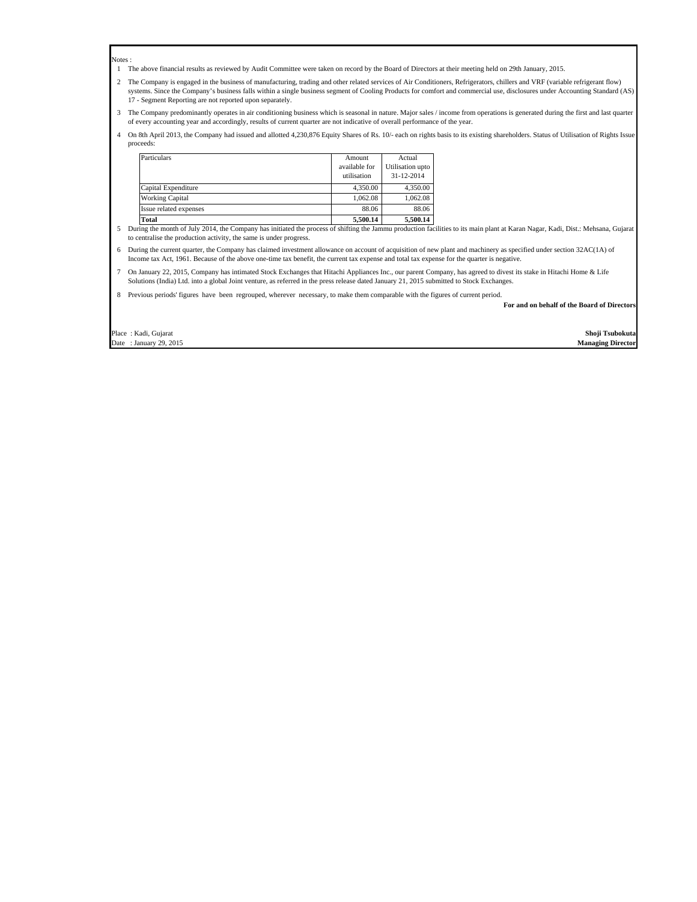Notes :

1. The above financial results as reviewed by Audit Committee were taken on record by the Board of Directors at their meeting held on 29th January, 2015.

2. The Company is engaged in the business of manufacturing, trading and other related services of Air Conditioners, Refrigerators, chillers and VRF (variable refrigerant flow) systems. Since the Company's business falls within a single business segment of Cooling Products for comfort and commercial use, disclosures under Accounting Standard (AS) 17 - Segment Reporting are not reported upon separately.

3. The Company predominantly operates in air conditioning business which is seasonal in nature. Major sales / income from operations is generated during the first and last quarter of every accounting year and accordingly, results of current quarter are not indicative of overall performance of the year.

4. On 8th April 2013, the Company had issued and allotted 4,230,876 Equity Shares of Rs. 10/- each on rights basis to its existing shareholders. Status of Utilisation of Rights Issue proceeds:

| Particulars | Amount available for utilisation | Actual Utilisation upto 31-12-2014 |
|---|---|---|
| Capital Expenditure | 4,350.00 | 4,350.00 |
| Working Capital | 1,062.08 | 1,062.08 |
| Issue related expenses | 88.06 | 88.06 |
| **Total** | **5,500.14** | **5,500.14** |

5. During the month of July 2014, the Company has initiated the process of shifting the Jammu production facilities to its main plant at Karan Nagar, Kadi, Dist.: Mehsana, Gujarat to centralise the production activity, the same is under progress.

6. During the current quarter, the Company has claimed investment allowance on account of acquisition of new plant and machinery as specified under section 32AC(1A) of Income tax Act, 1961. Because of the above one-time tax benefit, the current tax expense and total tax expense for the quarter is negative.

7. On January 22, 2015, Company has intimated Stock Exchanges that Hitachi Appliances Inc., our parent Company, has agreed to divest its stake in Hitachi Home & Life Solutions (India) Ltd. into a global Joint venture, as referred in the press release dated January 21, 2015 submitted to Stock Exchanges.

8. Previous periods' figures have been regrouped, wherever necessary, to make them comparable with the figures of current period.

**For and on behalf of the Board of Directors**

Place : Kadi, Gujarat
Date : January 29, 2015

**Shoji Tsubokuta**
**Managing Director**